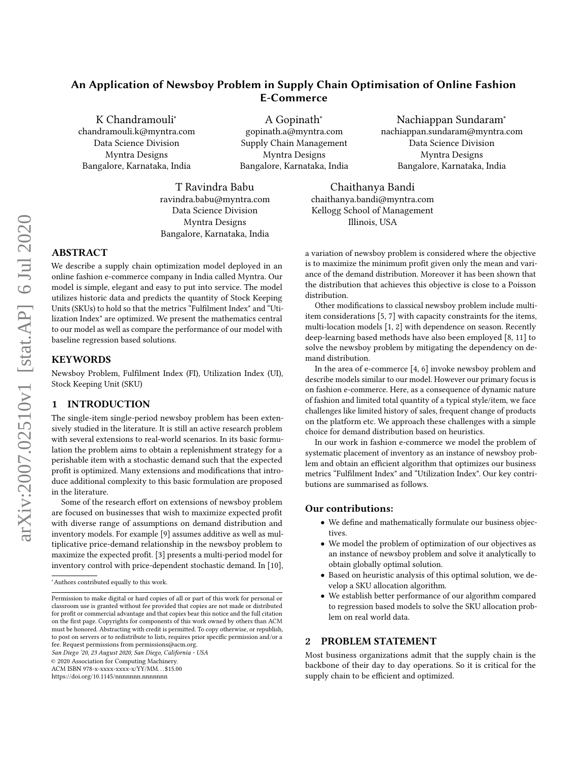# An Application of Newsboy Problem in Supply Chain Optimisation of Online Fashion E-Commerce

K Chandramouli*
chandramouli.k@myntra.com
Data Science Division
Myntra Designs
Bangalore, Karnataka, India

A Gopinath*
gopinath.a@myntra.com
Supply Chain Management
Myntra Designs
Bangalore, Karnataka, India

Nachiappan Sundaram*
nachiappan.sundaram@myntra.com
Data Science Division
Myntra Designs
Bangalore, Karnataka, India

T Ravindra Babu
ravindra.babu@myntra.com
Data Science Division
Myntra Designs
Bangalore, Karnataka, India

Chaithanya Bandi
chaithanya.bandi@myntra.com
Kellogg School of Management
Illinois, USA

## ABSTRACT

We describe a supply chain optimization model deployed in an online fashion e-commerce company in India called Myntra. Our model is simple, elegant and easy to put into service. The model utilizes historic data and predicts the quantity of Stock Keeping Units (SKUs) to hold so that the metrics "Fulfilment Index" and "Utilization Index" are optimized. We present the mathematics central to our model as well as compare the performance of our model with baseline regression based solutions.

## KEYWORDS

Newsboy Problem, Fulfilment Index (FI), Utilization Index (UI), Stock Keeping Unit (SKU)

## 1 INTRODUCTION

The single-item single-period newsboy problem has been extensively studied in the literature. It is still an active research problem with several extensions to real-world scenarios. In its basic formulation the problem aims to obtain a replenishment strategy for a perishable item with a stochastic demand such that the expected profit is optimized. Many extensions and modifications that introduce additional complexity to this basic formulation are proposed in the literature.

Some of the research effort on extensions of newsboy problem are focused on businesses that wish to maximize expected profit with diverse range of assumptions on demand distribution and inventory models. For example [9] assumes additive as well as multiplicative price-demand relationship in the newsboy problem to maximize the expected profit. [3] presents a multi-period model for inventory control with price-dependent stochastic demand. In [10], a variation of newsboy problem is considered where the objective is to maximize the minimum profit given only the mean and variance of the demand distribution. Moreover it has been shown that the distribution that achieves this objective is close to a Poisson distribution.

Other modifications to classical newsboy problem include multi-item considerations [5, 7] with capacity constraints for the items, multi-location models [1, 2] with dependence on season. Recently deep-learning based methods have also been employed [8, 11] to solve the newsboy problem by mitigating the dependency on demand distribution.

In the area of e-commerce [4, 6] invoke newsboy problem and describe models similar to our model. However our primary focus is on fashion e-commerce. Here, as a consequence of dynamic nature of fashion and limited total quantity of a typical style/item, we face challenges like limited history of sales, frequent change of products on the platform etc. We approach these challenges with a simple choice for demand distribution based on heuristics.

In our work in fashion e-commerce we model the problem of systematic placement of inventory as an instance of newsboy problem and obtain an efficient algorithm that optimizes our business metrics "Fulfilment Index" and "Utilization Index". Our key contributions are summarised as follows.

### Our contributions:

- We define and mathematically formulate our business objectives.
- We model the problem of optimization of our objectives as an instance of newsboy problem and solve it analytically to obtain globally optimal solution.
- Based on heuristic analysis of this optimal solution, we develop a SKU allocation algorithm.
- We establish better performance of our algorithm compared to regression based models to solve the SKU allocation problem on real world data.

## 2 PROBLEM STATEMENT

Most business organizations admit that the supply chain is the backbone of their day to day operations. So it is critical for the supply chain to be efficient and optimized.

*Authors contributed equally to this work.

Permission to make digital or hard copies of all or part of this work for personal or classroom use is granted without fee provided that copies are not made or distributed for profit or commercial advantage and that copies bear this notice and the full citation on the first page. Copyrights for components of this work owned by others than ACM must be honored. Abstracting with credit is permitted. To copy otherwise, or republish, to post on servers or to redistribute to lists, requires prior specific permission and/or a fee. Request permissions from permissions@acm.org.
*San Diego '20, 23 August 2020, San Diego, California - USA*
© 2020 Association for Computing Machinery.
ACM ISBN 978-x-xxxx-xxxx-x/YY/MM...$15.00
https://doi.org/10.1145/nnnnnnn.nnnnnnn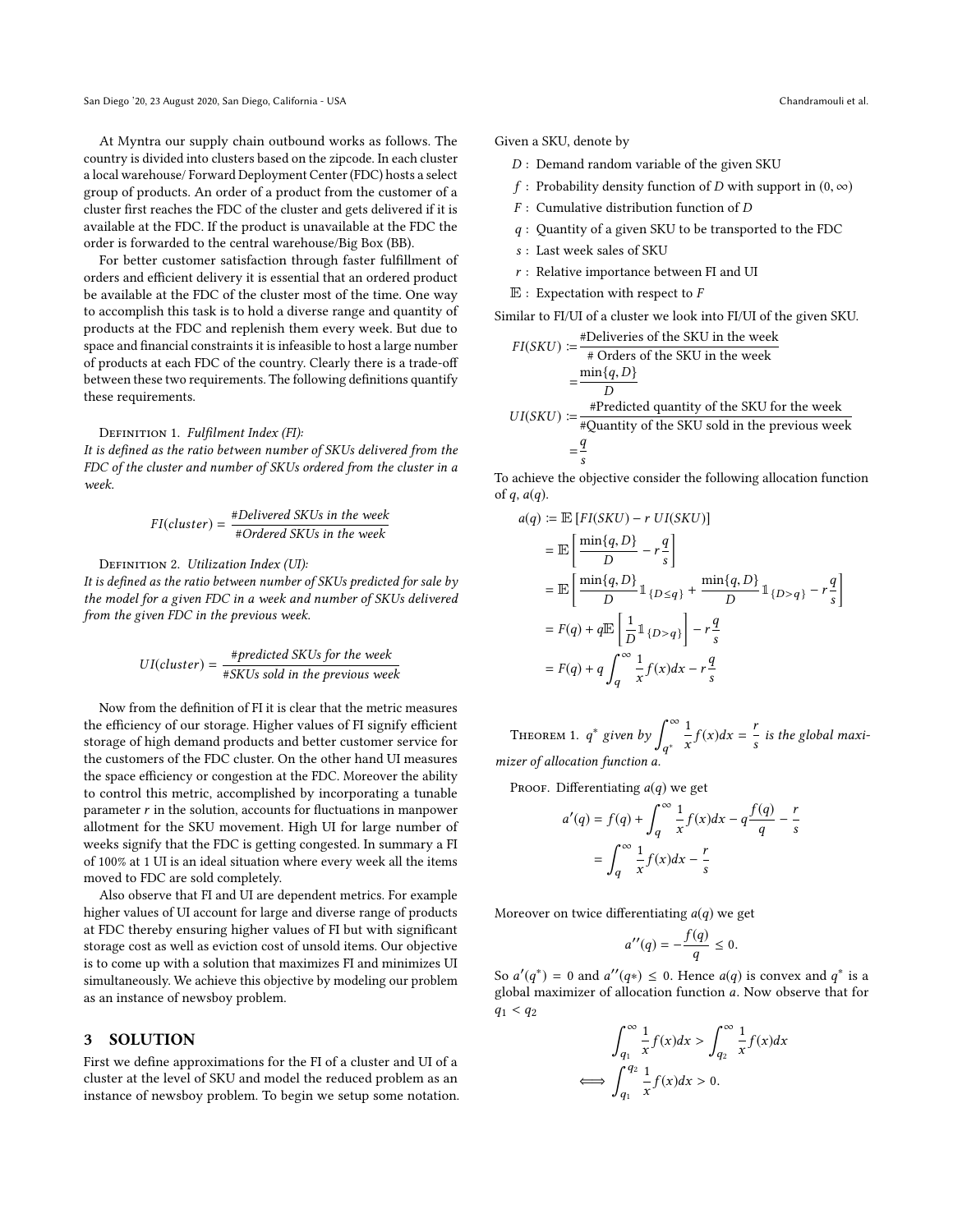At Myntra our supply chain outbound works as follows. The country is divided into clusters based on the zipcode. In each cluster a local warehouse/ Forward Deployment Center (FDC) hosts a select group of products. An order of a product from the customer of a cluster first reaches the FDC of the cluster and gets delivered if it is available at the FDC. If the product is unavailable at the FDC the order is forwarded to the central warehouse/Big Box (BB).

For better customer satisfaction through faster fulfillment of orders and efficient delivery it is essential that an ordered product be available at the FDC of the cluster most of the time. One way to accomplish this task is to hold a diverse range and quantity of products at the FDC and replenish them every week. But due to space and financial constraints it is infeasible to host a large number of products at each FDC of the country. Clearly there is a trade-off between these two requirements. The following definitions quantify these requirements.

Definition 1. *Fulfilment Index (FI): It is defined as the ratio between number of SKUs delivered from the FDC of the cluster and number of SKUs ordered from the cluster in a week.*

$$FI(cluster) = \frac{\#Delivered\ SKUs\ in\ the\ week}{\#Ordered\ SKUs\ in\ the\ week}$$

Definition 2. *Utilization Index (UI): It is defined as the ratio between number of SKUs predicted for sale by the model for a given FDC in a week and number of SKUs delivered from the given FDC in the previous week.*

$$UI(cluster) = \frac{\#predicted\ SKUs\ for\ the\ week}{\#SKUs\ sold\ in\ the\ previous\ week}$$

Now from the definition of FI it is clear that the metric measures the efficiency of our storage. Higher values of FI signify efficient storage of high demand products and better customer service for the customers of the FDC cluster. On the other hand UI measures the space efficiency or congestion at the FDC. Moreover the ability to control this metric, accomplished by incorporating a tunable parameter $r$ in the solution, accounts for fluctuations in manpower allotment for the SKU movement. High UI for large number of weeks signify that the FDC is getting congested. In summary a FI of 100% at 1 UI is an ideal situation where every week all the items moved to FDC are sold completely.

Also observe that FI and UI are dependent metrics. For example higher values of UI account for large and diverse range of products at FDC thereby ensuring higher values of FI but with significant storage cost as well as eviction cost of unsold items. Our objective is to come up with a solution that maximizes FI and minimizes UI simultaneously. We achieve this objective by modeling our problem as an instance of newsboy problem.

## 3 SOLUTION

First we define approximations for the FI of a cluster and UI of a cluster at the level of SKU and model the reduced problem as an instance of newsboy problem. To begin we setup some notation. Given a SKU, denote by

- $D$ : Demand random variable of the given SKU
- $f$ : Probability density function of $D$ with support in $(0, \infty)$
- $F$ : Cumulative distribution function of $D$
- $q$ : Quantity of a given SKU to be transported to the FDC
- $s$ : Last week sales of SKU
- $r$ : Relative importance between FI and UI
- $\mathbb{E}$ : Expectation with respect to $F$

Similar to FI/UI of a cluster we look into FI/UI of the given SKU.

$$\begin{aligned} FI(SKU) &:= \frac{\#\text{Deliveries of the SKU in the week}}{\#\text{ Orders of the SKU in the week}} \\ &= \frac{\min\{q, D\}}{D} \\ UI(SKU) &:= \frac{\#\text{Predicted quantity of the SKU for the week}}{\#\text{Quantity of the SKU sold in the previous week}} \\ &= \frac{q}{s} \end{aligned}$$

To achieve the objective consider the following allocation function of $q$, $a(q)$.

$$\begin{aligned} a(q) &:= \mathbb{E}\left[FI(SKU) - r\ UI(SKU)\right] \\ &= \mathbb{E}\left[\frac{\min\{q, D\}}{D} - r\frac{q}{s}\right] \\ &= \mathbb{E}\left[\frac{\min\{q, D\}}{D}\mathbb{1}_{\{D \le q\}} + \frac{\min\{q, D\}}{D}\mathbb{1}_{\{D > q\}} - r\frac{q}{s}\right] \\ &= F(q) + q\mathbb{E}\left[\frac{1}{D}\mathbb{1}_{\{D > q\}}\right] - r\frac{q}{s} \\ &= F(q) + q\int_q^\infty \frac{1}{x}f(x)dx - r\frac{q}{s} \end{aligned}$$

Theorem 1. *$q^*$ given by $\int_{q^*}^\infty \frac{1}{x}f(x)dx = \frac{r}{s}$ is the global maximizer of allocation function $a$.*

Proof. Differentiating $a(q)$ we get

$$\begin{aligned} a'(q) &= f(q) + \int_q^\infty \frac{1}{x}f(x)dx - q\frac{f(q)}{q} - \frac{r}{s} \\ &= \int_q^\infty \frac{1}{x}f(x)dx - \frac{r}{s} \end{aligned}$$

Moreover on twice differentiating $a(q)$ we get

$$a''(q) = -\frac{f(q)}{q} \le 0.$$

So $a'(q^*) = 0$ and $a''(q*) \le 0$. Hence $a(q)$ is convex and $q^*$ is a global maximizer of allocation function $a$. Now observe that for $q_1 < q_2$

$$\begin{aligned} &\int_{q_1}^\infty \frac{1}{x}f(x)dx > \int_{q_2}^\infty \frac{1}{x}f(x)dx \\ \iff &\int_{q_1}^{q_2} \frac{1}{x}f(x)dx > 0. \end{aligned}$$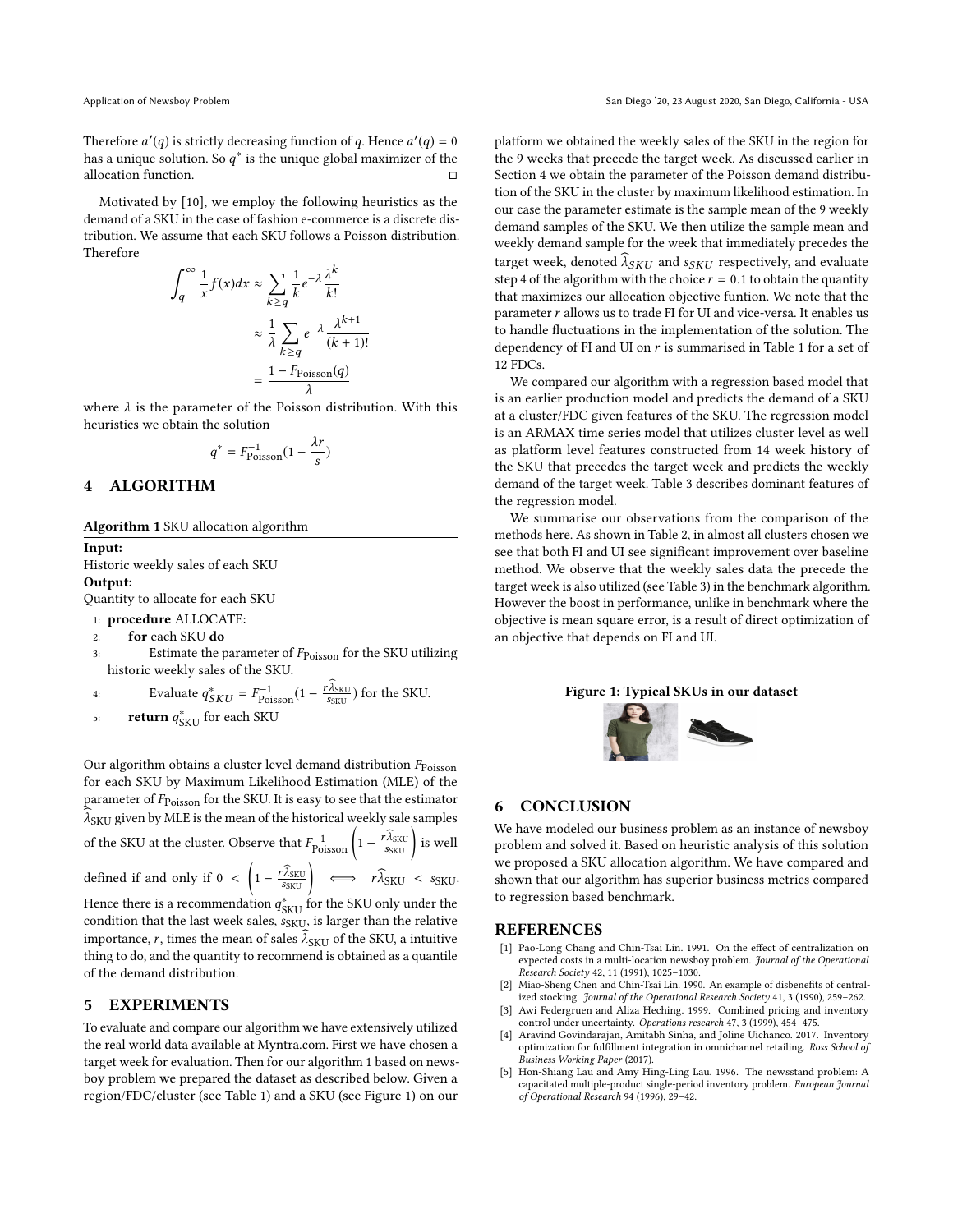Therefore $a'(q)$ is strictly decreasing function of $q$. Hence $a'(q) = 0$ has a unique solution. So $q^*$ is the unique global maximizer of the allocation function. □

Motivated by [10], we employ the following heuristics as the demand of a SKU in the case of fashion e-commerce is a discrete distribution. We assume that each SKU follows a Poisson distribution. Therefore

$$
\begin{aligned}
\int_q^\infty \frac{1}{x} f(x) dx &\approx \sum_{k \geq q} \frac{1}{k} e^{-\lambda} \frac{\lambda^k}{k!} \\
&\approx \frac{1}{\lambda} \sum_{k \geq q} e^{-\lambda} \frac{\lambda^{k+1}}{(k+1)!} \\
&= \frac{1 - F_{\text{Poisson}}(q)}{\lambda}
\end{aligned}
$$

where $\lambda$ is the parameter of the Poisson distribution. With this heuristics we obtain the solution

$$
q^* = F_{\text{Poisson}}^{-1}\left(1 - \frac{\lambda r}{s}\right)
$$

## 4 ALGORITHM

**Algorithm 1** SKU allocation algorithm

**Input:**
Historic weekly sales of each SKU
**Output:**
Quantity to allocate for each SKU

1: **procedure** ALLOCATE:
2: &nbsp;&nbsp;&nbsp;&nbsp;**for** each SKU **do**
3: &nbsp;&nbsp;&nbsp;&nbsp;&nbsp;&nbsp;&nbsp;&nbsp;Estimate the parameter of $F_{\text{Poisson}}$ for the SKU utilizing historic weekly sales of the SKU.
4: &nbsp;&nbsp;&nbsp;&nbsp;&nbsp;&nbsp;&nbsp;&nbsp;Evaluate $q^*_{SKU} = F_{\text{Poisson}}^{-1}(1 - \frac{r\widehat{\lambda}_{\text{SKU}}}{s_{\text{SKU}}})$ for the SKU.
5: &nbsp;&nbsp;&nbsp;&nbsp;**return** $q^*_{\text{SKU}}$ for each SKU

Our algorithm obtains a cluster level demand distribution $F_{\text{Poisson}}$ for each SKU by Maximum Likelihood Estimation (MLE) of the parameter of $F_{\text{Poisson}}$ for the SKU. It is easy to see that the estimator $\widehat{\lambda}_{\text{SKU}}$ given by MLE is the mean of the historical weekly sale samples of the SKU at the cluster. Observe that $F_{\text{Poisson}}^{-1}\left(1 - \frac{r\widehat{\lambda}_{\text{SKU}}}{s_{\text{SKU}}}\right)$ is well defined if and only if $0 < \left(1 - \frac{r\widehat{\lambda}_{\text{SKU}}}{s_{\text{SKU}}}\right) \iff r\widehat{\lambda}_{\text{SKU}} < s_{\text{SKU}}$. Hence there is a recommendation $q^*_{\text{SKU}}$ for the SKU only under the condition that the last week sales, $s_{\text{SKU}}$, is larger than the relative importance, $r$, times the mean of sales $\widehat{\lambda}_{\text{SKU}}$ of the SKU, a intuitive thing to do, and the quantity to recommend is obtained as a quantile of the demand distribution.

## 5 EXPERIMENTS

To evaluate and compare our algorithm we have extensively utilized the real world data available at Myntra.com. First we have chosen a target week for evaluation. Then for our algorithm 1 based on newsboy problem we prepared the dataset as described below. Given a region/FDC/cluster (see Table 1) and a SKU (see Figure 1) on our platform we obtained the weekly sales of the SKU in the region for the 9 weeks that precede the target week. As discussed earlier in Section 4 we obtain the parameter of the Poisson demand distribution of the SKU in the cluster by maximum likelihood estimation. In our case the parameter estimate is the sample mean of the 9 weekly demand samples of the SKU. We then utilize the sample mean and weekly demand sample for the week that immediately precedes the target week, denoted $\widehat{\lambda}_{SKU}$ and $s_{SKU}$ respectively, and evaluate step 4 of the algorithm with the choice $r = 0.1$ to obtain the quantity that maximizes our allocation objective funtion. We note that the parameter $r$ allows us to trade FI for UI and vice-versa. It enables us to handle fluctuations in the implementation of the solution. The dependency of FI and UI on $r$ is summarised in Table 1 for a set of 12 FDCs.

We compared our algorithm with a regression based model that is an earlier production model and predicts the demand of a SKU at a cluster/FDC given features of the SKU. The regression model is an ARMAX time series model that utilizes cluster level as well as platform level features constructed from 14 week history of the SKU that precedes the target week and predicts the weekly demand of the target week. Table 3 describes dominant features of the regression model.

We summarise our observations from the comparison of the methods here. As shown in Table 2, in almost all clusters chosen we see that both FI and UI see significant improvement over baseline method. We observe that the weekly sales data the precede the target week is also utilized (see Table 3) in the benchmark algorithm. However the boost in performance, unlike in benchmark where the objective is mean square error, is a result of direct optimization of an objective that depends on FI and UI.

**Figure 1: Typical SKUs in our dataset**

## 6 CONCLUSION

We have modeled our business problem as an instance of newsboy problem and solved it. Based on heuristic analysis of this solution we proposed a SKU allocation algorithm. We have compared and shown that our algorithm has superior business metrics compared to regression based benchmark.

## REFERENCES

[1] Pao-Long Chang and Chin-Tsai Lin. 1991. On the effect of centralization on expected costs in a multi-location newsboy problem. *Journal of the Operational Research Society* 42, 11 (1991), 1025–1030.
[2] Miao-Sheng Chen and Chin-Tsai Lin. 1990. An example of disbenefits of centralized stocking. *Journal of the Operational Research Society* 41, 3 (1990), 259–262.
[3] Awi Federgruen and Aliza Heching. 1999. Combined pricing and inventory control under uncertainty. *Operations research* 47, 3 (1999), 454–475.
[4] Aravind Govindarajan, Amitabh Sinha, and Joline Uichanco. 2017. Inventory optimization for fulfillment integration in omnichannel retailing. *Ross School of Business Working Paper* (2017).
[5] Hon-Shiang Lau and Amy Hing-Ling Lau. 1996. The newsstand problem: A capacitated multiple-product single-period inventory problem. *European Journal of Operational Research* 94 (1996), 29–42.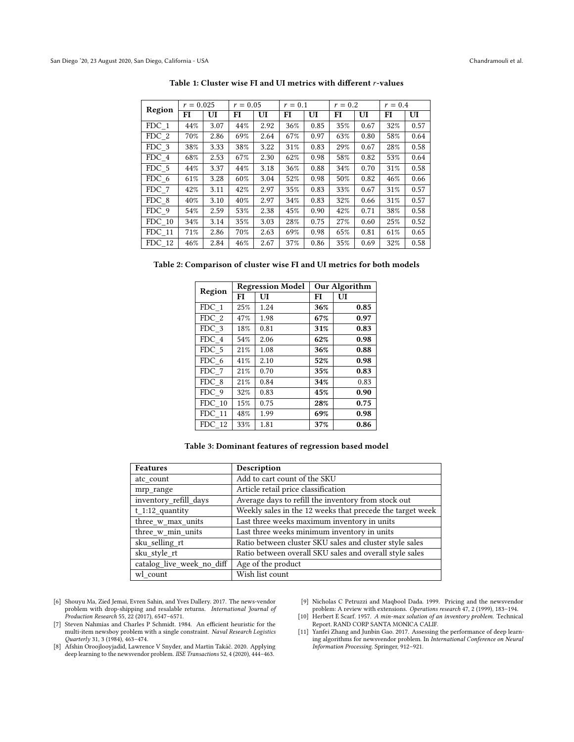**Table 1: Cluster wise FI and UI metrics with different $r$-values**

| Region | $r = 0.025$ | | $r = 0.05$ | | $r = 0.1$ | | $r = 0.2$ | | $r = 0.4$ | |
|---|---|---|---|---|---|---|---|---|---|---|
| | **FI** | **UI** | **FI** | **UI** | **FI** | **UI** | **FI** | **UI** | **FI** | **UI** |
| FDC_1 | 44% | 3.07 | 44% | 2.92 | 36% | 0.85 | 35% | 0.67 | 32% | 0.57 |
| FDC_2 | 70% | 2.86 | 69% | 2.64 | 67% | 0.97 | 63% | 0.80 | 58% | 0.64 |
| FDC_3 | 38% | 3.33 | 38% | 3.22 | 31% | 0.83 | 29% | 0.67 | 28% | 0.58 |
| FDC_4 | 68% | 2.53 | 67% | 2.30 | 62% | 0.98 | 58% | 0.82 | 53% | 0.64 |
| FDC_5 | 44% | 3.37 | 44% | 3.18 | 36% | 0.88 | 34% | 0.70 | 31% | 0.58 |
| FDC_6 | 61% | 3.28 | 60% | 3.04 | 52% | 0.98 | 50% | 0.82 | 46% | 0.66 |
| FDC_7 | 42% | 3.11 | 42% | 2.97 | 35% | 0.83 | 33% | 0.67 | 31% | 0.57 |
| FDC_8 | 40% | 3.10 | 40% | 2.97 | 34% | 0.83 | 32% | 0.66 | 31% | 0.57 |
| FDC_9 | 54% | 2.59 | 53% | 2.38 | 45% | 0.90 | 42% | 0.71 | 38% | 0.58 |
| FDC_10 | 34% | 3.14 | 35% | 3.03 | 28% | 0.75 | 27% | 0.60 | 25% | 0.52 |
| FDC_11 | 71% | 2.86 | 70% | 2.63 | 69% | 0.98 | 65% | 0.81 | 61% | 0.65 |
| FDC_12 | 46% | 2.84 | 46% | 2.67 | 37% | 0.86 | 35% | 0.69 | 32% | 0.58 |

**Table 2: Comparison of cluster wise FI and UI metrics for both models**

| Region | Regression Model | | Our Algorithm | |
|---|---|---|---|---|
| | **FI** | **UI** | **FI** | **UI** |
| FDC_1 | 25% | 1.24 | **36%** | **0.85** |
| FDC_2 | 47% | 1.98 | **67%** | **0.97** |
| FDC_3 | 18% | 0.81 | **31%** | **0.83** |
| FDC_4 | 54% | 2.06 | **62%** | **0.98** |
| FDC_5 | 21% | 1.08 | **36%** | **0.88** |
| FDC_6 | 41% | 2.10 | **52%** | **0.98** |
| FDC_7 | 21% | 0.70 | **35%** | **0.83** |
| FDC_8 | 21% | 0.84 | **34%** | 0.83 |
| FDC_9 | 32% | 0.83 | **45%** | **0.90** |
| FDC_10 | 15% | 0.75 | **28%** | **0.75** |
| FDC_11 | 48% | 1.99 | **69%** | **0.98** |
| FDC_12 | 33% | 1.81 | **37%** | **0.86** |

**Table 3: Dominant features of regression based model**

| Features | Description |
|---|---|
| atc_count | Add to cart count of the SKU |
| mrp_range | Article retail price classification |
| inventory_refill_days | Average days to refill the inventory from stock out |
| t_1:12_quantity | Weekly sales in the 12 weeks that precede the target week |
| three_w_max_units | Last three weeks maximum inventory in units |
| three_w_min_units | Last three weeks minimum inventory in units |
| sku_selling_rt | Ratio between cluster SKU sales and cluster style sales |
| sku_style_rt | Ratio between overall SKU sales and overall style sales |
| catalog_live_week_no_diff | Age of the product |
| wl_count | Wish list count |

[6] Shouyu Ma, Zied Jemai, Evren Sahin, and Yves Dallery. 2017. The news-vendor problem with drop-shipping and resalable returns. *International Journal of Production Research* 55, 22 (2017), 6547–6571.

[7] Steven Nahmias and Charles P Schmidt. 1984. An efficient heuristic for the multi-item newsboy problem with a single constraint. *Naval Research Logistics Quarterly* 31, 3 (1984), 463–474.

[8] Afshin Oroojlooyjadid, Lawrence V Snyder, and Martin Takáč. 2020. Applying deep learning to the newsvendor problem. *IISE Transactions* 52, 4 (2020), 444–463.

[9] Nicholas C Petruzzi and Maqbool Dada. 1999. Pricing and the newsvendor problem: A review with extensions. *Operations research* 47, 2 (1999), 183–194.

[10] Herbert E Scarf. 1957. *A min-max solution of an inventory problem.* Technical Report. RAND CORP SANTA MONICA CALIF.

[11] Yanfei Zhang and Junbin Gao. 2017. Assessing the performance of deep learning algorithms for newsvendor problem. In *International Conference on Neural Information Processing*. Springer, 912–921.